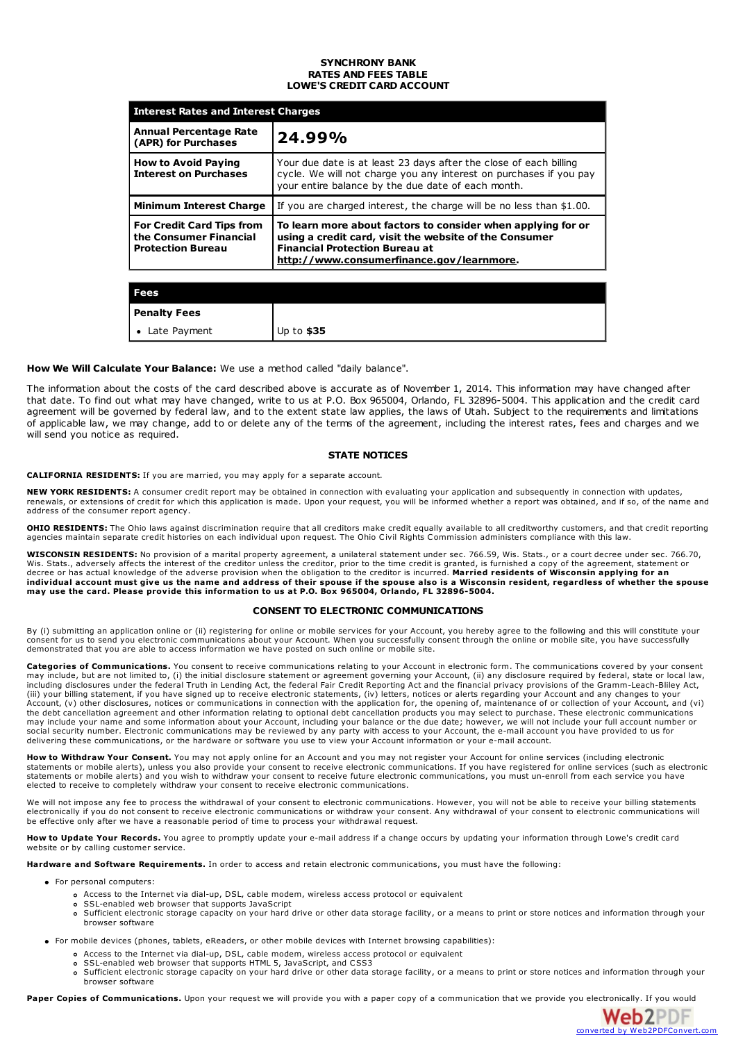**SYNCHRONY BANK**
**RATES AND FEES TABLE**
**LOWE'S CREDIT CARD ACCOUNT**

| **Interest Rates and Interest Charges** | |
|---|---|
| **Annual Percentage Rate (APR) for Purchases** | **24.99%** |
| **How to Avoid Paying Interest on Purchases** | Your due date is at least 23 days after the close of each billing cycle. We will not charge you any interest on purchases if you pay your entire balance by the due date of each month. |
| **Minimum Interest Charge** | If you are charged interest, the charge will be no less than $1.00. |
| **For Credit Card Tips from the Consumer Financial Protection Bureau** | **To learn more about factors to consider when applying for or using a credit card, visit the website of the Consumer Financial Protection Bureau at http://www.consumerfinance.gov/learnmore.** |

| **Fees** | |
|---|---|
| **Penalty Fees** | |
| • Late Payment | Up to **$35** |

**How We Will Calculate Your Balance:** We use a method called "daily balance".

The information about the costs of the card described above is accurate as of November 1, 2014. This information may have changed after that date. To find out what may have changed, write to us at P.O. Box 965004, Orlando, FL 32896-5004. This application and the credit card agreement will be governed by federal law, and to the extent state law applies, the laws of Utah. Subject to the requirements and limitations of applicable law, we may change, add to or delete any of the terms of the agreement, including the interest rates, fees and charges and we will send you notice as required.

## STATE NOTICES

**CALIFORNIA RESIDENTS:** If you are married, you may apply for a separate account.

**NEW YORK RESIDENTS:** A consumer credit report may be obtained in connection with evaluating your application and subsequently in connection with updates, renewals, or extensions of credit for which this application is made. Upon your request, you will be informed whether a report was obtained, and if so, of the name and address of the consumer report agency.

**OHIO RESIDENTS:** The Ohio laws against discrimination require that all creditors make credit equally available to all creditworthy customers, and that credit reporting agencies maintain separate credit histories on each individual upon request. The Ohio Civil Rights Commission administers compliance with this law.

**WISCONSIN RESIDENTS:** No provision of a marital property agreement, a unilateral statement under sec. 766.59, Wis. Stats., or a court decree under sec. 766.70, Wis. Stats., adversely affects the interest of the creditor unless the creditor, prior to the time credit is granted, is furnished a copy of the agreement, statement or decree or has actual knowledge of the adverse provision when the obligation to the creditor is incurred. **Married residents of Wisconsin applying for an individual account must give us the name and address of their spouse if the spouse also is a Wisconsin resident, regardless of whether the spouse may use the card. Please provide this information to us at P.O. Box 965004, Orlando, FL 32896-5004.**

## CONSENT TO ELECTRONIC COMMUNICATIONS

By (i) submitting an application online or (ii) registering for online or mobile services for your Account, you hereby agree to the following and this will constitute your consent for us to send you electronic communications about your Account. When you successfully consent through the online or mobile site, you have successfully demonstrated that you are able to access information we have posted on such online or mobile site.

**Categories of Communications.** You consent to receive communications relating to your Account in electronic form. The communications covered by your consent may include, but are not limited to, (i) the initial disclosure statement or agreement governing your Account, (ii) any disclosure required by federal, state or local law, including disclosures under the federal Truth in Lending Act, the federal Fair Credit Reporting Act and the financial privacy provisions of the Gramm-Leach-Bliley Act, (iii) your billing statement, if you have signed up to receive electronic statements, (iv) letters, notices or alerts regarding your Account and any changes to your Account, (v) other disclosures, notices or communications in connection with the application for, the opening of, maintenance of or collection of your Account, and (vi) the debt cancellation agreement and other information relating to optional debt cancellation products you may select to purchase. These electronic communications may include your name and some information about your Account, including your balance or the due date; however, we will not include your full account number or social security number. Electronic communications may be reviewed by any party with access to your Account, the e-mail account you have provided to us for delivering these communications, or the hardware or software you use to view your Account information or e-mail account.

**How to Withdraw Your Consent.** You may not apply online for an Account and you may not register your Account for online services (including electronic statements or mobile alerts), unless you also provide your consent to receive electronic communications. If you have registered for online services (such as electronic statements or mobile alerts) and you wish to withdraw your consent to receive future electronic communications, you must un-enroll from each service you have elected to receive to completely withdraw your consent to receive electronic communications.

We will not impose any fee to process the withdrawal of your consent to electronic communications. However, you will not be able to receive your billing statements electronically if you do not consent to receive electronic communications or withdraw your consent. Any withdrawal of your consent to electronic communications will be effective only after we have a reasonable period of time to process your withdrawal request.

**How to Update Your Records.** You agree to promptly update your e-mail address if a change occurs by updating your information through Lowe's credit card website or by calling customer service.

**Hardware and Software Requirements.** In order to access and retain electronic communications, you must have the following:

- For personal computers:
  - Access to the Internet via dial-up, DSL, cable modem, wireless access protocol or equivalent
  - SSL-enabled web browser that supports JavaScript
  - Sufficient electronic storage capacity on your hard drive or other data storage facility, or a means to print or store notices and information through your browser software
- For mobile devices (phones, tablets, eReaders, or other mobile devices with Internet browsing capabilities):
  - Access to the Internet via dial-up, DSL, cable modem, wireless access protocol or equivalent
  - SSL-enabled web browser that supports HTML 5, JavaScript, and CSS3
  - Sufficient electronic storage capacity on your hard drive or other data storage facility, or a means to print or store notices and information through your browser software

**Paper Copies of Communications.** Upon your request we will provide you with a paper copy of a communication that we provide you electronically. If you would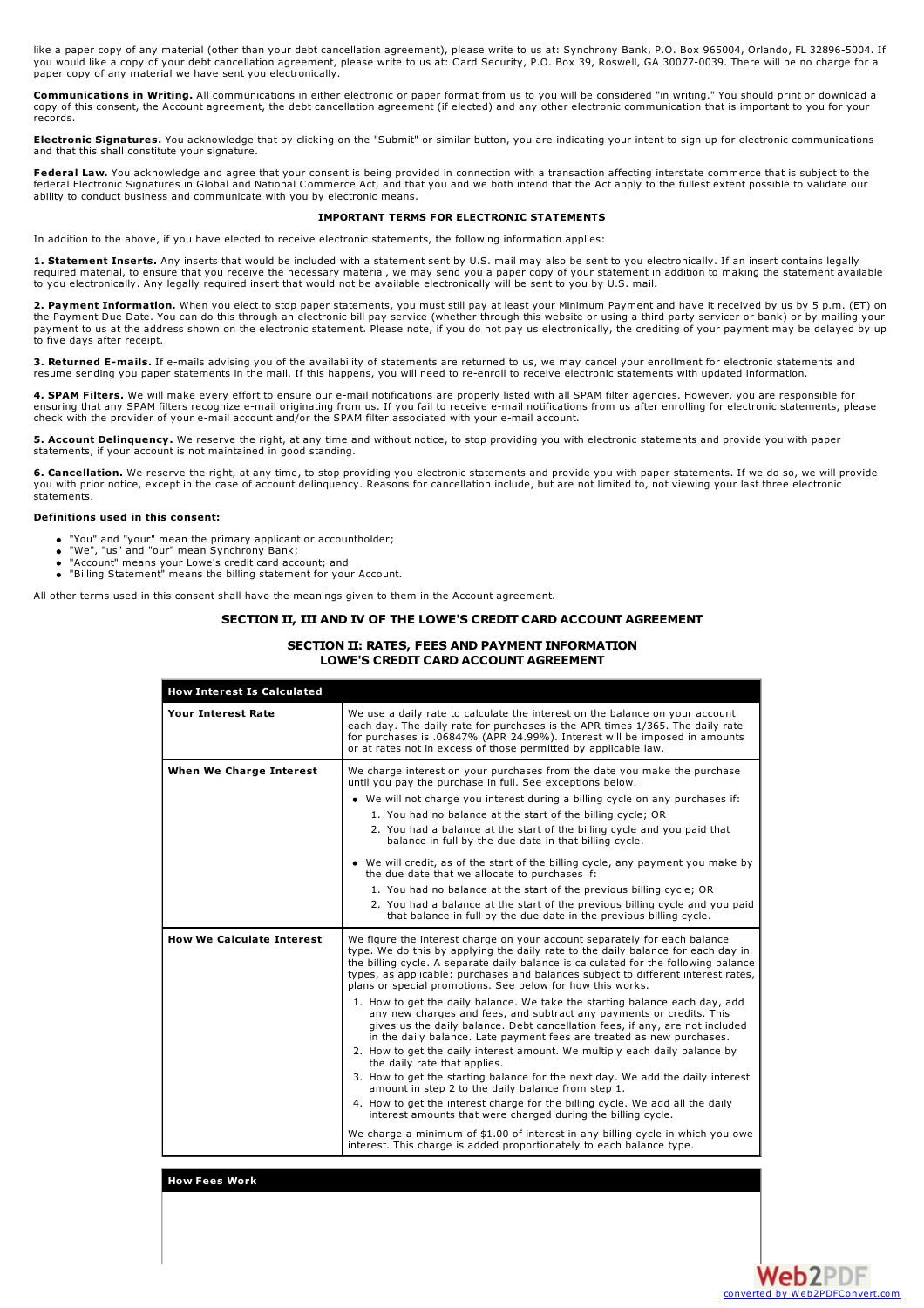like a paper copy of any material (other than your debt cancellation agreement), please write to us at: Synchrony Bank, P.O. Box 965004, Orlando, FL 32896-5004. If you would like a copy of your debt cancellation agreement, please write to us at: Card Security, P.O. Box 39, Roswell, GA 30077-0039. There will be no charge for a paper copy of any material we have sent you electronically.

**Communications in Writing.** All communications in either electronic or paper format from us to you will be considered "in writing." You should print or download a copy of this consent, the Account agreement, the debt cancellation agreement (if elected) and any other electronic communication that is important to you for your records.

**Electronic Signatures.** You acknowledge that by clicking on the "Submit" or similar button, you are indicating your intent to sign up for electronic communications and that this shall constitute your signature.

**Federal Law.** You acknowledge and agree that your consent is being provided in connection with a transaction affecting interstate commerce that is subject to the federal Electronic Signatures in Global and National Commerce Act, and that you and we both intend that the Act apply to the fullest extent possible to validate our ability to conduct business and communicate with you by electronic means.

**IMPORTANT TERMS FOR ELECTRONIC STATEMENTS**

In addition to the above, if you have elected to receive electronic statements, the following information applies:

**1. Statement Inserts.** Any inserts that would be included with a statement sent by U.S. mail may also be sent to you electronically. If an insert contains legally required material, to ensure that you receive the necessary material, we may send you a paper copy of your statement in addition to making the statement available to you electronically. Any legally required insert that would not be available electronically will be sent to you by U.S. mail.

**2. Payment Information.** When you elect to stop paper statements, you must still pay at least your Minimum Payment and have it received by us by 5 p.m. (ET) on the Payment Due Date. You can do this through an electronic bill pay service (whether through this website or using a third party servicer or bank) or by mailing your payment to us at the address shown on the electronic statement. Please note, if you do not pay us electronically, the crediting of your payment may be delayed by up to five days after receipt.

**3. Returned E-mails.** If e-mails advising you of the availability of statements are returned to us, we may cancel your enrollment for electronic statements and resume sending you paper statements in the mail. If this happens, you will need to re-enroll to receive electronic statements with updated information.

**4. SPAM Filters.** We will make every effort to ensure our e-mail notifications are properly listed with all SPAM filter agencies. However, you are responsible for ensuring that any SPAM filters recognize e-mail originating from us. If you fail to receive e-mail notifications from us after enrolling for electronic statements, please check with the provider of your e-mail account and/or the SPAM filter associated with your e-mail account.

**5. Account Delinquency.** We reserve the right, at any time and without notice, to stop providing you with electronic statements and provide you with paper statements, if your account is not maintained in good standing.

**6. Cancellation.** We reserve the right, at any time, to stop providing you electronic statements and provide you with paper statements. If we do so, we will provide you with prior notice, except in the case of account delinquency. Reasons for cancellation include, but are not limited to, not viewing your last three electronic statements.

**Definitions used in this consent:**

- "You" and "your" mean the primary applicant or accountholder;
- "We", "us" and "our" mean Synchrony Bank;
- "Account" means your Lowe's credit card account; and
- "Billing Statement" means the billing statement for your Account.

All other terms used in this consent shall have the meanings given to them in the Account agreement.

## SECTION II, III AND IV OF THE LOWE'S CREDIT CARD ACCOUNT AGREEMENT

## SECTION II: RATES, FEES AND PAYMENT INFORMATION LOWE'S CREDIT CARD ACCOUNT AGREEMENT

| How Interest Is Calculated | |
|---|---|
| **Your Interest Rate** | We use a daily rate to calculate the interest on the balance on your account each day. The daily rate for purchases is the APR times 1/365. The daily rate for purchases is .06847% (APR 24.99%). Interest will be imposed in amounts or at rates not in excess of those permitted by applicable law. |
| **When We Charge Interest** | We charge interest on your purchases from the date you make the purchase until you pay the purchase in full. See exceptions below.<br>• We will not charge you interest during a billing cycle on any purchases if:<br>1. You had no balance at the start of the billing cycle; OR<br>2. You had a balance at the start of the billing cycle and you paid that balance in full by the due date in that billing cycle.<br>• We will credit, as of the start of the billing cycle, any payment you make by the due date that we allocate to purchases if:<br>1. You had no balance at the start of the previous billing cycle; OR<br>2. You had a balance at the start of the previous billing cycle and you paid that balance in full by the due date in the previous billing cycle. |
| **How We Calculate Interest** | We figure the interest charge on your account separately for each balance type. We do this by applying the daily rate to the daily balance for each day in the billing cycle. A separate daily balance is calculated for the following balance types, as applicable: purchases and balances subject to different interest rates, plans or special promotions. See below for how this works.<br>1. How to get the daily balance. We take the starting balance each day, add any new charges and fees, and subtract any payments or credits. This gives us the daily balance. Debt cancellation fees, if any, are not included in the daily balance. Late payment fees are treated as new purchases.<br>2. How to get the daily interest amount. We multiply each daily balance by the daily rate that applies.<br>3. How to get the starting balance for the next day. We add the daily interest amount in step 2 to the daily balance from step 1.<br>4. How to get the interest charge for the billing cycle. We add all the daily interest amounts that were charged during the billing cycle.<br>We charge a minimum of $1.00 of interest in any billing cycle in which you owe interest. This charge is added proportionately to each balance type. |

| How Fees Work |
|---|
| |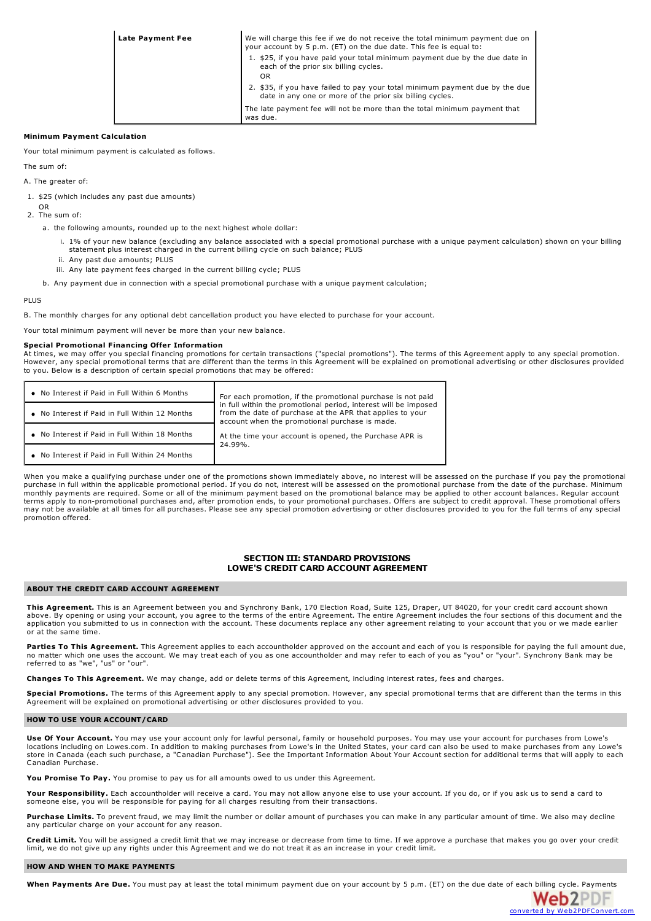| Late Payment Fee | We will charge this fee if we do not receive the total minimum payment due on your account by 5 p.m. (ET) on the due date. This fee is equal to:<br>1. $25, if you have paid your total minimum payment due by the due date in each of the prior six billing cycles.<br>OR<br>2. $35, if you have failed to pay your total minimum payment due by the due date in any one or more of the prior six billing cycles.<br>The late payment fee will not be more than the total minimum payment that was due. |
|---|---|

**Minimum Payment Calculation**

Your total minimum payment is calculated as follows.

The sum of:

A. The greater of:

1. $25 (which includes any past due amounts)
   OR
2. The sum of:
   a. the following amounts, rounded up to the next highest whole dollar:
      i. 1% of your new balance (excluding any balance associated with a special promotional purchase with a unique payment calculation) shown on your billing statement plus interest charged in the current billing cycle on such balance; PLUS
      ii. Any past due amounts; PLUS
      iii. Any late payment fees charged in the current billing cycle; PLUS
   b. Any payment due in connection with a special promotional purchase with a unique payment calculation;

PLUS

B. The monthly charges for any optional debt cancellation product you have elected to purchase for your account.

Your total minimum payment will never be more than your new balance.

**Special Promotional Financing Offer Information**
At times, we may offer you special financing promotions for certain transactions ("special promotions"). The terms of this Agreement apply to any special promotion. However, any special promotional terms that are different than the terms in this Agreement will be explained on promotional advertising or other disclosures provided to you. Below is a description of certain special promotions that may be offered:

| Promotion | Terms |
|---|---|
| • No Interest if Paid in Full Within 6 Months | For each promotion, if the promotional purchase is not paid in full within the promotional period, interest will be imposed from the date of purchase at the APR that applies to your account when the promotional purchase is made.<br>At the time your account is opened, the Purchase APR is 24.99%. |
| • No Interest if Paid in Full Within 12 Months | |
| • No Interest if Paid in Full Within 18 Months | |
| • No Interest if Paid in Full Within 24 Months | |

When you make a qualifying purchase under one of the promotions shown immediately above, no interest will be assessed on the purchase if you pay the promotional purchase in full within the applicable promotional period. If you do not, interest will be assessed on the promotional purchase from the date of the purchase. Minimum monthly payments are required. Some or all of the minimum payment based on the promotional balance may be applied to other account balances. Regular account terms apply to non-promotional purchases and, after promotion ends, to your promotional purchases. Offers are subject to credit approval. These promotional offers may not be available at all times for all purchases. Please see any special promotion advertising or other disclosures provided to you for the full terms of any special promotion offered.

## SECTION III: STANDARD PROVISIONS
## LOWE'S CREDIT CARD ACCOUNT AGREEMENT

### ABOUT THE CREDIT CARD ACCOUNT AGREEMENT

**This Agreement.** This is an Agreement between you and Synchrony Bank, 170 Election Road, Suite 125, Draper, UT 84020, for your credit card account shown above. By opening or using your account, you agree to the terms of the entire Agreement. The entire Agreement includes the four sections of this document and the application you submitted to us in connection with the account. These documents replace any other agreement relating to your account that you or we made earlier or at the same time.

**Parties To This Agreement.** This Agreement applies to each accountholder approved on the account and each of you is responsible for paying the full amount due, no matter which one uses the account. We may treat each of you as one accountholder and may refer to each of you as "you" or "your". Synchrony Bank may be referred to as "we", "us" or "our".

**Changes To This Agreement.** We may change, add or delete terms of this Agreement, including interest rates, fees and charges.

**Special Promotions.** The terms of this Agreement apply to any special promotion. However, any special promotional terms that are different than the terms in this Agreement will be explained on promotional advertising or other disclosures provided to you.

### HOW TO USE YOUR ACCOUNT/CARD

**Use Of Your Account.** You may use your account only for lawful personal, family or household purposes. You may use your account for purchases from Lowe's locations including on Lowes.com. In addition to making purchases from Lowe's in the United States, your card can also be used to make purchases from any Lowe's store in Canada (each such purchase, a "Canadian Purchase"). See the Important Information About Your Account section for additional terms that will apply to each Canadian Purchase.

**You Promise To Pay.** You promise to pay us for all amounts owed to us under this Agreement.

**Your Responsibility.** Each accountholder will receive a card. You may not allow anyone else to use your account. If you do, or if you ask us to send a card to someone else, you will be responsible for paying for all charges resulting from their transactions.

**Purchase Limits.** To prevent fraud, we may limit the number or dollar amount of purchases you can make in any particular amount of time. We also may decline any particular charge on your account for any reason.

**Credit Limit.** You will be assigned a credit limit that we may increase or decrease from time to time. If we approve a purchase that makes you go over your credit limit, we do not give up any rights under this Agreement and we do not treat it as an increase in your credit limit.

### HOW AND WHEN TO MAKE PAYMENTS

**When Payments Are Due.** You must pay at least the total minimum payment due on your account by 5 p.m. (ET) on the due date of each billing cycle. Payments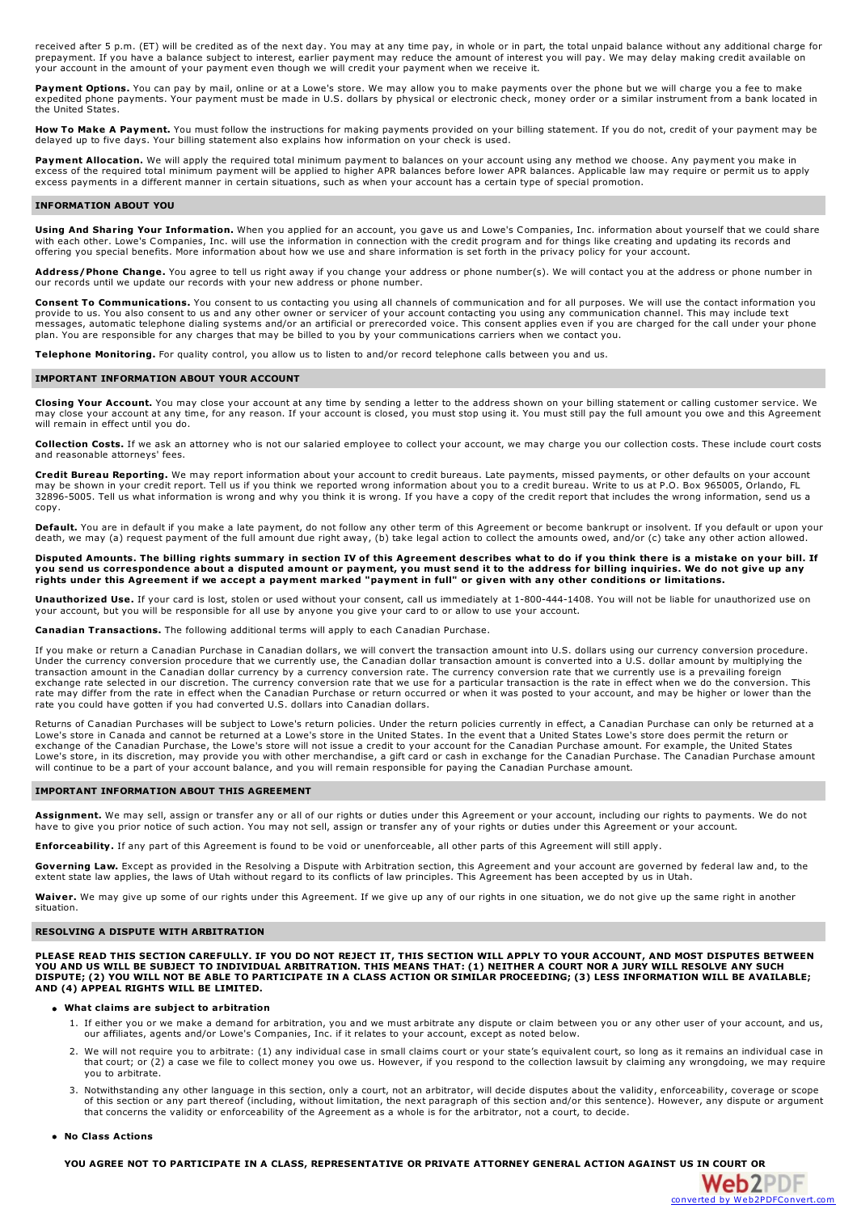received after 5 p.m. (ET) will be credited as of the next day. You may at any time pay, in whole or in part, the total unpaid balance without any additional charge for prepayment. If you have a balance subject to interest, earlier payment may reduce the amount of interest you will pay. We may delay making credit available on your account in the amount of your payment even though we will credit your payment when we receive it.

**Payment Options.** You can pay by mail, online or at a Lowe's store. We may allow you to make payments over the phone but we will charge you a fee to make expedited phone payments. Your payment must be made in U.S. dollars by physical or electronic check, money order or a similar instrument from a bank located in the United States.

**How To Make A Payment.** You must follow the instructions for making payments provided on your billing statement. If you do not, credit of your payment may be delayed up to five days. Your billing statement also explains how information on your check is used.

**Payment Allocation.** We will apply the required total minimum payment to balances on your account using any method we choose. Any payment you make in excess of the required total minimum payment will be applied to higher APR balances before lower APR balances. Applicable law may require or permit us to apply excess payments in a different manner in certain situations, such as when your account has a certain type of special promotion.

## INFORMATION ABOUT YOU

**Using And Sharing Your Information.** When you applied for an account, you gave us and Lowe's Companies, Inc. information about yourself that we could share with each other. Lowe's Companies, Inc. will use the information in connection with the credit program and for things like creating and updating its records and offering you special benefits. More information about how we use and share information is set forth in the privacy policy for your account.

**Address/Phone Change.** You agree to tell us right away if you change your address or phone number(s). We will contact you at the address or phone number in our records until we update our records with your new address or phone number.

**Consent To Communications.** You consent to us contacting you using all channels of communication and for all purposes. We will use the contact information you provide to us. You also consent to us and any other owner or servicer of your account contacting you using any communication channel. This may include text messages, automatic telephone dialing systems and/or an artificial or prerecorded voice. This consent applies even if you are charged for the call under your phone plan. You are responsible for any charges that may be billed to you by your communications carriers when we contact you.

**Telephone Monitoring.** For quality control, you allow us to listen to and/or record telephone calls between you and us.

## IMPORTANT INFORMATION ABOUT YOUR ACCOUNT

**Closing Your Account.** You may close your account at any time by sending a letter to the address shown on your billing statement or calling customer service. We may close your account at any time, for any reason. If your account is closed, you must stop using it. You must still pay the full amount you owe and this Agreement will remain in effect until you do.

**Collection Costs.** If we ask an attorney who is not our salaried employee to collect your account, we may charge you our collection costs. These include court costs and reasonable attorneys' fees.

**Credit Bureau Reporting.** We may report information about your account to credit bureaus. Late payments, missed payments, or other defaults on your account may be shown in your credit report. Tell us if you think we reported wrong information about you to a credit bureau. Write to us at P.O. Box 965005, Orlando, FL 32896-5005. Tell us what information is wrong and why you think it is wrong. If you have a copy of the credit report that includes the wrong information, send us a copy.

**Default.** You are in default if you make a late payment, do not follow any other term of this Agreement or become bankrupt or insolvent. If you default or upon your death, we may (a) request payment of the full amount due right away, (b) take legal action to collect the amounts owed, and/or (c) take any other action allowed.

**Disputed Amounts. The billing rights summary in section IV of this Agreement describes what to do if you think there is a mistake on your bill. If you send us correspondence about a disputed amount or payment, you must send it to the address for billing inquiries. We do not give up any rights under this Agreement if we accept a payment marked "payment in full" or given with any other conditions or limitations.**

**Unauthorized Use.** If your card is lost, stolen or used without your consent, call us immediately at 1-800-444-1408. You will not be liable for unauthorized use on your account, but you will be responsible for all use by anyone you give your card to or allow to use your account.

**Canadian Transactions.** The following additional terms will apply to each Canadian Purchase.

If you make or return a Canadian Purchase in Canadian dollars, we will convert the transaction amount into U.S. dollars using our currency conversion procedure. Under the currency conversion procedure that we currently use, the Canadian dollar transaction amount is converted into a U.S. dollar amount by multiplying the transaction amount in the Canadian dollar currency by a currency conversion rate. The currency conversion rate that we currently use is a prevailing foreign exchange rate selected in our discretion. The currency conversion rate that we use for a particular transaction is the rate in effect when we do the conversion. This rate may differ from the rate in effect when the Canadian Purchase or return occurred or when it was posted to your account, and may be higher or lower than the rate you could have gotten if you had converted U.S. dollars into Canadian dollars.

Returns of Canadian Purchases will be subject to Lowe's return policies. Under the return policies currently in effect, a Canadian Purchase can only be returned at a Lowe's store in Canada and cannot be returned at a Lowe's store in the United States. In the event that a United States Lowe's store does permit the return or exchange of the Canadian Purchase, the Lowe's store will not issue a credit to your account for the Canadian Purchase amount. For example, the United States Lowe's store, in its discretion, may provide you with other merchandise, a gift card or cash in exchange for the Canadian Purchase. The Canadian Purchase amount will continue to be a part of your account balance, and you will remain responsible for paying the Canadian Purchase amount.

## IMPORTANT INFORMATION ABOUT THIS AGREEMENT

**Assignment.** We may sell, assign or transfer any or all of our rights or duties under this Agreement or your account, including our rights to payments. We do not have to give you prior notice of such action. You may not sell, assign or transfer any of your rights or duties under this Agreement or your account.

**Enforceability.** If any part of this Agreement is found to be void or unenforceable, all other parts of this Agreement will still apply.

**Governing Law.** Except as provided in the Resolving a Dispute with Arbitration section, this Agreement and your account are governed by federal law and, to the extent state law applies, the laws of Utah without regard to its conflicts of law principles. This Agreement has been accepted by us in Utah.

**Waiver.** We may give up some of our rights under this Agreement. If we give up any of our rights in one situation, we do not give up the same right in another situation.

## RESOLVING A DISPUTE WITH ARBITRATION

**PLEASE READ THIS SECTION CAREFULLY. IF YOU DO NOT REJECT IT, THIS SECTION WILL APPLY TO YOUR ACCOUNT, AND MOST DISPUTES BETWEEN YOU AND US WILL BE SUBJECT TO INDIVIDUAL ARBITRATION. THIS MEANS THAT: (1) NEITHER A COURT NOR A JURY WILL RESOLVE ANY SUCH DISPUTE; (2) YOU WILL NOT BE ABLE TO PARTICIPATE IN A CLASS ACTION OR SIMILAR PROCEEDING; (3) LESS INFORMATION WILL BE AVAILABLE; AND (4) APPEAL RIGHTS WILL BE LIMITED.**

- **What claims are subject to arbitration**

  1. If either you or we make a demand for arbitration, you and we must arbitrate any dispute or claim between you or any other user of your account, and us, our affiliates, agents and/or Lowe's Companies, Inc. if it relates to your account, except as noted below.
  2. We will not require you to arbitrate: (1) any individual case in small claims court or your state's equivalent court, so long as it remains an individual case in that court; or (2) a case we file to collect money you owe us. However, if you respond to the collection lawsuit by claiming any wrongdoing, we may require you to arbitrate.
  3. Notwithstanding any other language in this section, only a court, not an arbitrator, will decide disputes about the validity, enforceability, coverage or scope of this section or any part thereof (including, without limitation, the next paragraph of this section and/or this sentence). However, any dispute or argument that concerns the validity or enforceability of the Agreement as a whole is for the arbitrator, not a court, to decide.

- **No Class Actions**

  **YOU AGREE NOT TO PARTICIPATE IN A CLASS, REPRESENTATIVE OR PRIVATE ATTORNEY GENERAL ACTION AGAINST US IN COURT OR**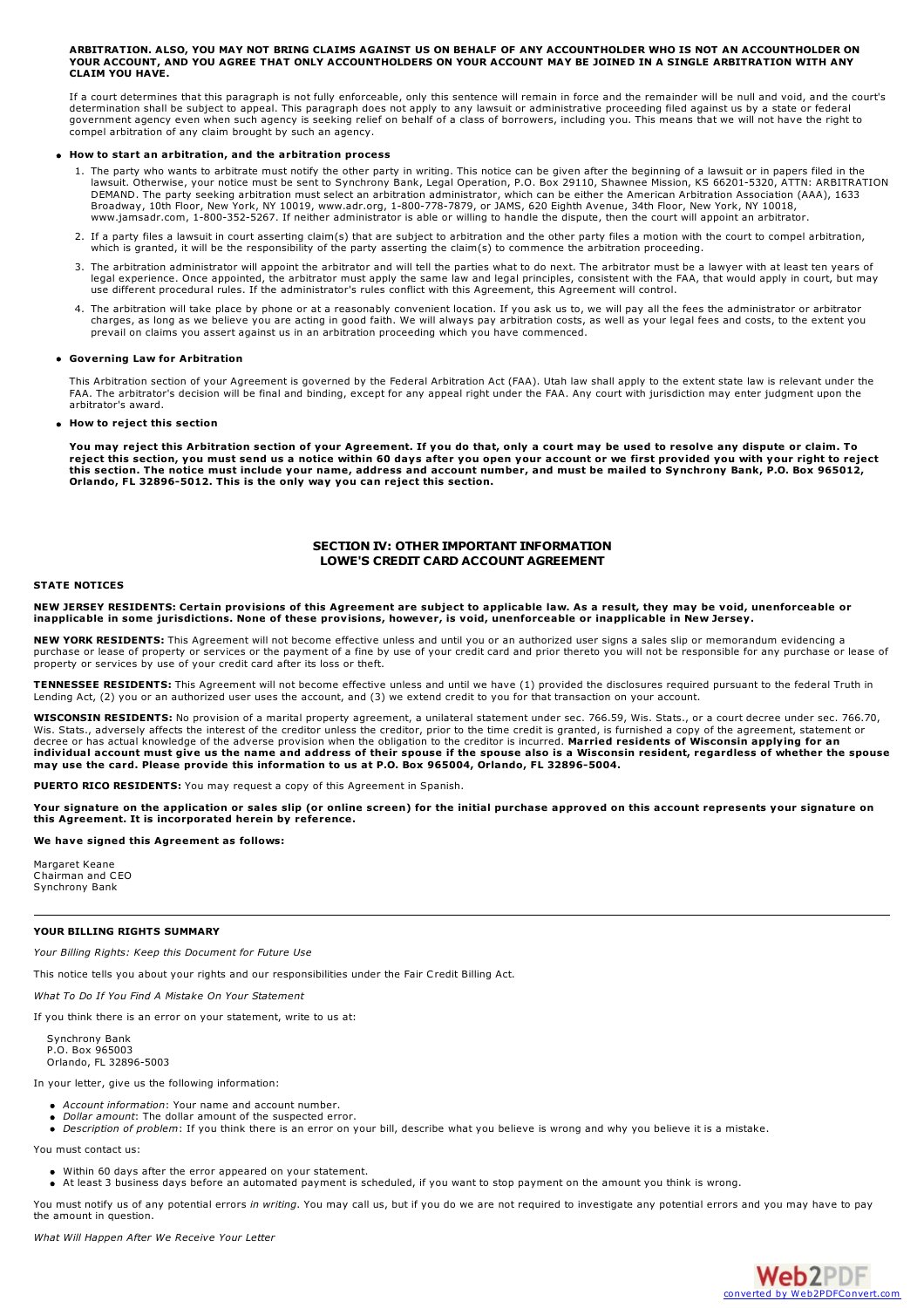**ARBITRATION. ALSO, YOU MAY NOT BRING CLAIMS AGAINST US ON BEHALF OF ANY ACCOUNTHOLDER WHO IS NOT AN ACCOUNTHOLDER ON YOUR ACCOUNT, AND YOU AGREE THAT ONLY ACCOUNTHOLDERS ON YOUR ACCOUNT MAY BE JOINED IN A SINGLE ARBITRATION WITH ANY CLAIM YOU HAVE.**

If a court determines that this paragraph is not fully enforceable, only this sentence will remain in force and the remainder will be null and void, and the court's determination shall be subject to appeal. This paragraph does not apply to any lawsuit or administrative proceeding filed against us by a state or federal government agency even when such agency is seeking relief on behalf of a class of borrowers, including you. This means that we will not have the right to compel arbitration of any claim brought by such an agency.

- **How to start an arbitration, and the arbitration process**

1. The party who wants to arbitrate must notify the other party in writing. This notice can be given after the beginning of a lawsuit or in papers filed in the lawsuit. Otherwise, your notice must be sent to Synchrony Bank, Legal Operation, P.O. Box 29110, Shawnee Mission, KS 66201-5320, ATTN: ARBITRATION DEMAND. The party seeking arbitration must select an arbitration administrator, which can be either the American Arbitration Association (AAA), 1633 Broadway, 10th Floor, New York, NY 10019, www.adr.org, 1-800-778-7879, or JAMS, 620 Eighth Avenue, 34th Floor, New York, NY 10018, www.jamsadr.com, 1-800-352-5267. If neither administrator is able or willing to handle the dispute, then the court will appoint an arbitrator.
2. If a party files a lawsuit in court asserting claim(s) that are subject to arbitration and the other party files a motion with the court to compel arbitration, which is granted, it will be the responsibility of the party asserting the claim(s) to commence the arbitration proceeding.
3. The arbitration administrator will appoint the arbitrator and will tell the parties what to do next. The arbitrator must be a lawyer with at least ten years of legal experience. Once appointed, the arbitrator must apply the same law and legal principles, consistent with the FAA, that would apply in court, but may use different procedural rules. If the administrator's rules conflict with this Agreement, this Agreement will control.
4. The arbitration will take place by phone or at a reasonably convenient location. If you ask us to, we will pay all the fees the administrator or arbitrator charges, as long as we believe you are acting in good faith. We will always pay arbitration costs, as well as your legal fees and costs, to the extent you prevail on claims you assert against us in an arbitration proceeding which you have commenced.

- **Governing Law for Arbitration**

This Arbitration section of your Agreement is governed by the Federal Arbitration Act (FAA). Utah law shall apply to the extent state law is relevant under the FAA. The arbitrator's decision will be final and binding, except for any appeal right under the FAA. Any court with jurisdiction may enter judgment upon the arbitrator's award.

- **How to reject this section**

**You may reject this Arbitration section of your Agreement. If you do that, only a court may be used to resolve any dispute or claim. To reject this section, you must send us a notice within 60 days after you open your account or we first provided you with your right to reject this section. The notice must include your name, address and account number, and must be mailed to Synchrony Bank, P.O. Box 965012, Orlando, FL 32896-5012. This is the only way you can reject this section.**

## SECTION IV: OTHER IMPORTANT INFORMATION
## LOWE'S CREDIT CARD ACCOUNT AGREEMENT

**STATE NOTICES**

**NEW JERSEY RESIDENTS: Certain provisions of this Agreement are subject to applicable law. As a result, they may be void, unenforceable or inapplicable in some jurisdictions. None of these provisions, however, is void, unenforceable or inapplicable in New Jersey.**

**NEW YORK RESIDENTS:** This Agreement will not become effective unless and until you or an authorized user signs a sales slip or memorandum evidencing a purchase or lease of property or services or the payment of a fine by use of your credit card and prior thereto you will not be responsible for any purchase or lease of property or services by use of your credit card after its loss or theft.

**TENNESSEE RESIDENTS:** This Agreement will not become effective unless and until we have (1) provided the disclosures required pursuant to the federal Truth in Lending Act, (2) you or an authorized user uses the account, and (3) we extend credit to you for that transaction on your account.

**WISCONSIN RESIDENTS:** No provision of a marital property agreement, a unilateral statement under sec. 766.59, Wis. Stats., or a court decree under sec. 766.70, Wis. Stats., adversely affects the interest of the creditor unless the creditor, prior to the time credit is granted, is furnished a copy of the agreement, statement or decree or has actual knowledge of the adverse provision when the obligation to the creditor is incurred. **Married residents of Wisconsin applying for an individual account must give us the name and address of their spouse if the spouse also is a Wisconsin resident, regardless of whether the spouse may use the card. Please provide this information to us at P.O. Box 965004, Orlando, FL 32896-5004.**

**PUERTO RICO RESIDENTS:** You may request a copy of this Agreement in Spanish.

**Your signature on the application or sales slip (or online screen) for the initial purchase approved on this account represents your signature on this Agreement. It is incorporated herein by reference.**

**We have signed this Agreement as follows:**

Margaret Keane
Chairman and CEO
Synchrony Bank

---

**YOUR BILLING RIGHTS SUMMARY**

*Your Billing Rights: Keep this Document for Future Use*

This notice tells you about your rights and our responsibilities under the Fair Credit Billing Act.

*What To Do If You Find A Mistake On Your Statement*

If you think there is an error on your statement, write to us at:

Synchrony Bank
P.O. Box 965003
Orlando, FL 32896-5003

In your letter, give us the following information:

- *Account information*: Your name and account number.
- *Dollar amount*: The dollar amount of the suspected error.
- *Description of problem*: If you think there is an error on your bill, describe what you believe is wrong and why you believe it is a mistake.

You must contact us:

- Within 60 days after the error appeared on your statement.
- At least 3 business days before an automated payment is scheduled, if you want to stop payment on the amount you think is wrong.

You must notify us of any potential errors *in writing*. You may call us, but if you do we are not required to investigate any potential errors and you may have to pay the amount in question.

*What Will Happen After We Receive Your Letter*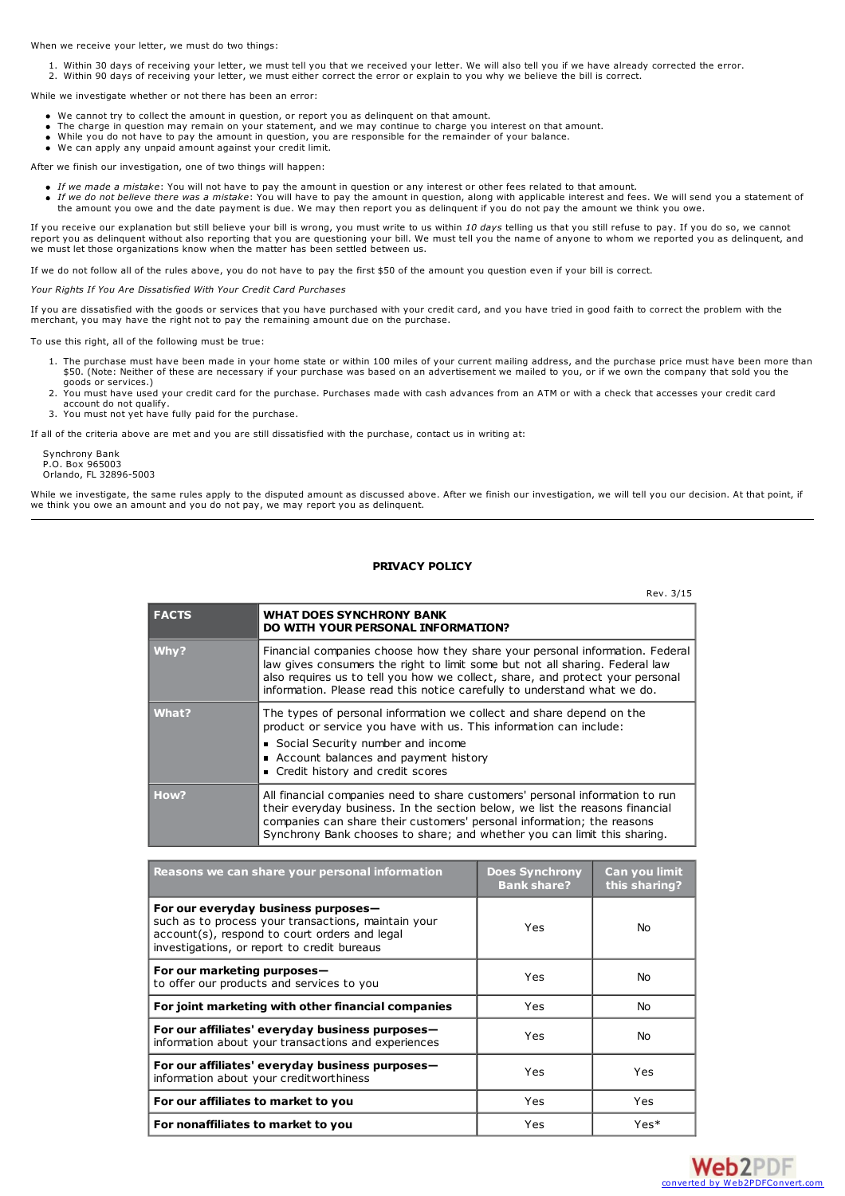When we receive your letter, we must do two things:

1. Within 30 days of receiving your letter, we must tell you that we received your letter. We will also tell you if we have already corrected the error.
2. Within 90 days of receiving your letter, we must either correct the error or explain to you why we believe the bill is correct.

While we investigate whether or not there has been an error:

- We cannot try to collect the amount in question, or report you as delinquent on that amount.
- The charge in question may remain on your statement, and we may continue to charge you interest on that amount.
- While you do not have to pay the amount in question, you are responsible for the remainder of your balance.
- We can apply any unpaid amount against your credit limit.

After we finish our investigation, one of two things will happen:

- *If we made a mistake*: You will not have to pay the amount in question or any interest or other fees related to that amount.
- *If we do not believe there was a mistake*: You will have to pay the amount in question, along with applicable interest and fees. We will send you a statement of the amount you owe and the date payment is due. We may then report you as delinquent if you do not pay the amount we think you owe.

If you receive our explanation but still believe your bill is wrong, you must write to us within *10 days* telling us that you still refuse to pay. If you do so, we cannot report you as delinquent without also reporting that you are questioning your bill. We must tell you the name of anyone to whom we reported you as delinquent, and we must let those organizations know when the matter has been settled between us.

If we do not follow all of the rules above, you do not have to pay the first $50 of the amount you question even if your bill is correct.

*Your Rights If You Are Dissatisfied With Your Credit Card Purchases*

If you are dissatisfied with the goods or services that you have purchased with your credit card, and you have tried in good faith to correct the problem with the merchant, you may have the right not to pay the remaining amount due on the purchase.

To use this right, all of the following must be true:

1. The purchase must have been made in your home state or within 100 miles of your current mailing address, and the purchase price must have been more than $50. (Note: Neither of these are necessary if your purchase was based on an advertisement we mailed to you, or if we own the company that sold you the goods or services.)
2. You must have used your credit card for the purchase. Purchases made with cash advances from an ATM or with a check that accesses your credit card account do not qualify.
3. You must not yet have fully paid for the purchase.

If all of the criteria above are met and you are still dissatisfied with the purchase, contact us in writing at:

Synchrony Bank
P.O. Box 965003
Orlando, FL 32896-5003

While we investigate, the same rules apply to the disputed amount as discussed above. After we finish our investigation, we will tell you our decision. At that point, if we think you owe an amount and you do not pay, we may report you as delinquent.

---

## PRIVACY POLICY

Rev. 3/15

| FACTS | WHAT DOES SYNCHRONY BANK DO WITH YOUR PERSONAL INFORMATION? |
|---|---|
| Why? | Financial companies choose how they share your personal information. Federal law gives consumers the right to limit some but not all sharing. Federal law also requires us to tell you how we collect, share, and protect your personal information. Please read this notice carefully to understand what we do. |
| What? | The types of personal information we collect and share depend on the product or service you have with us. This information can include: ▪ Social Security number and income ▪ Account balances and payment history ▪ Credit history and credit scores |
| How? | All financial companies need to share customers' personal information to run their everyday business. In the section below, we list the reasons financial companies can share their customers' personal information; the reasons Synchrony Bank chooses to share; and whether you can limit this sharing. |

| Reasons we can share your personal information | Does Synchrony Bank share? | Can you limit this sharing? |
|---|---|---|
| **For our everyday business purposes—** such as to process your transactions, maintain your account(s), respond to court orders and legal investigations, or report to credit bureaus | Yes | No |
| **For our marketing purposes—** to offer our products and services to you | Yes | No |
| **For joint marketing with other financial companies** | Yes | No |
| **For our affiliates' everyday business purposes—** information about your transactions and experiences | Yes | No |
| **For our affiliates' everyday business purposes—** information about your creditworthiness | Yes | Yes |
| **For our affiliates to market to you** | Yes | Yes |
| **For nonaffiliates to market to you** | Yes | Yes* |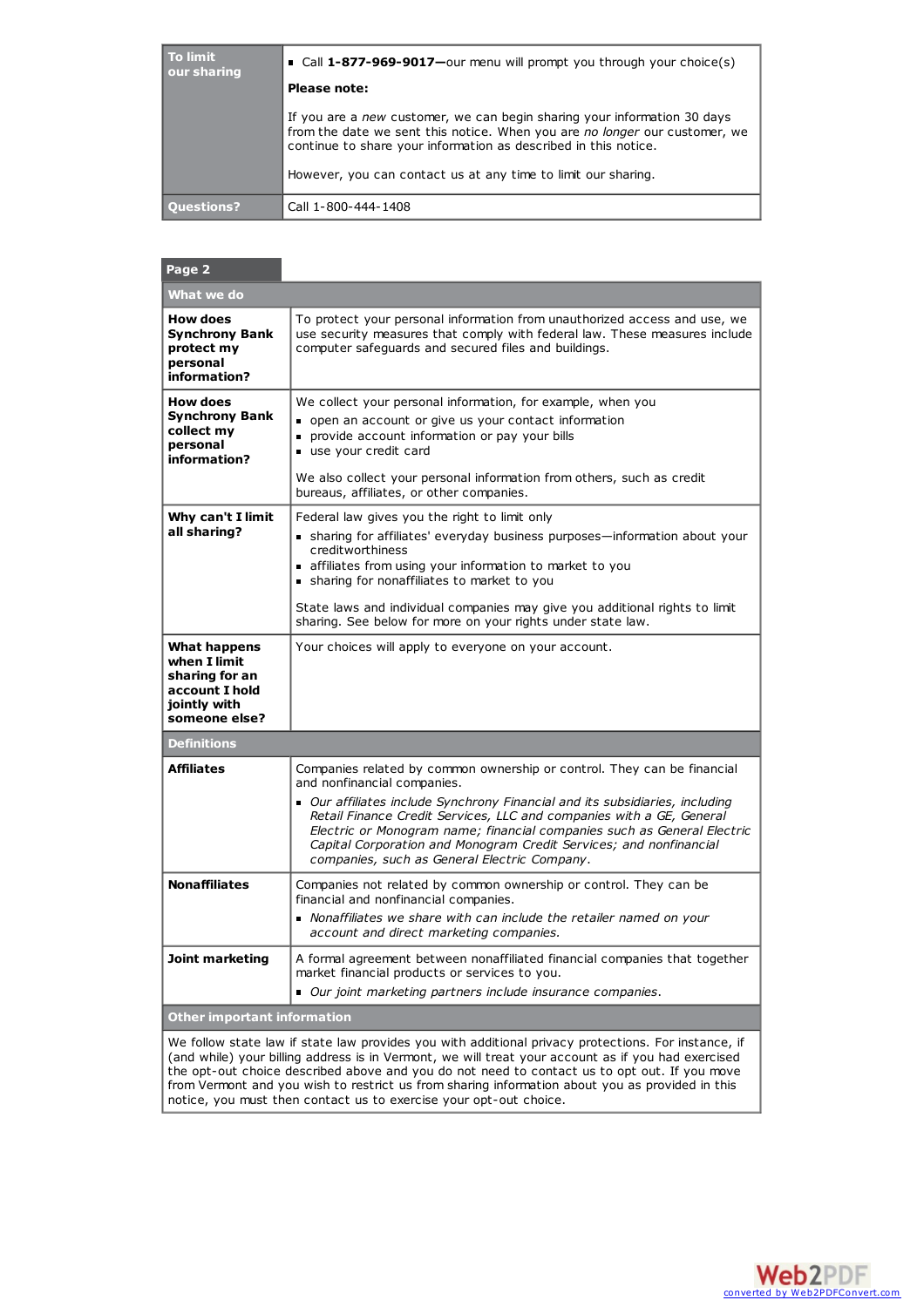| To limit our sharing | • Call **1-877-969-9017—**our menu will prompt you through your choice(s)<br><br>**Please note:**<br><br>If you are a *new* customer, we can begin sharing your information 30 days from the date we sent this notice. When you are *no longer* our customer, we continue to share your information as described in this notice.<br><br>However, you can contact us at any time to limit our sharing. |
|---|---|
| **Questions?** | Call 1-800-444-1408 |

## Page 2

| What we do | |
|---|---|
| **How does Synchrony Bank protect my personal information?** | To protect your personal information from unauthorized access and use, we use security measures that comply with federal law. These measures include computer safeguards and secured files and buildings. |
| **How does Synchrony Bank collect my personal information?** | We collect your personal information, for example, when you<br>• open an account or give us your contact information<br>• provide account information or pay your bills<br>• use your credit card<br><br>We also collect your personal information from others, such as credit bureaus, affiliates, or other companies. |
| **Why can't I limit all sharing?** | Federal law gives you the right to limit only<br>• sharing for affiliates' everyday business purposes—information about your creditworthiness<br>• affiliates from using your information to market to you<br>• sharing for nonaffiliates to market to you<br><br>State laws and individual companies may give you additional rights to limit sharing. See below for more on your rights under state law. |
| **What happens when I limit sharing for an account I hold jointly with someone else?** | Your choices will apply to everyone on your account. |

| Definitions | |
|---|---|
| **Affiliates** | Companies related by common ownership or control. They can be financial and nonfinancial companies.<br>• *Our affiliates include Synchrony Financial and its subsidiaries, including Retail Finance Credit Services, LLC and companies with a GE, General Electric or Monogram name; financial companies such as General Electric Capital Corporation and Monogram Credit Services; and nonfinancial companies, such as General Electric Company.* |
| **Nonaffiliates** | Companies not related by common ownership or control. They can be financial and nonfinancial companies.<br>• *Nonaffiliates we share with can include the retailer named on your account and direct marketing companies.* |
| **Joint marketing** | A formal agreement between nonaffiliated financial companies that together market financial products or services to you.<br>• *Our joint marketing partners include insurance companies.* |

| Other important information |
|---|
| We follow state law if state law provides you with additional privacy protections. For instance, if (and while) your billing address is in Vermont, we will treat your account as if you had exercised the opt-out choice described above and you do not need to contact us to opt out. If you move from Vermont and you wish to restrict us from sharing information about you as provided in this notice, you must then contact us to exercise your opt-out choice. |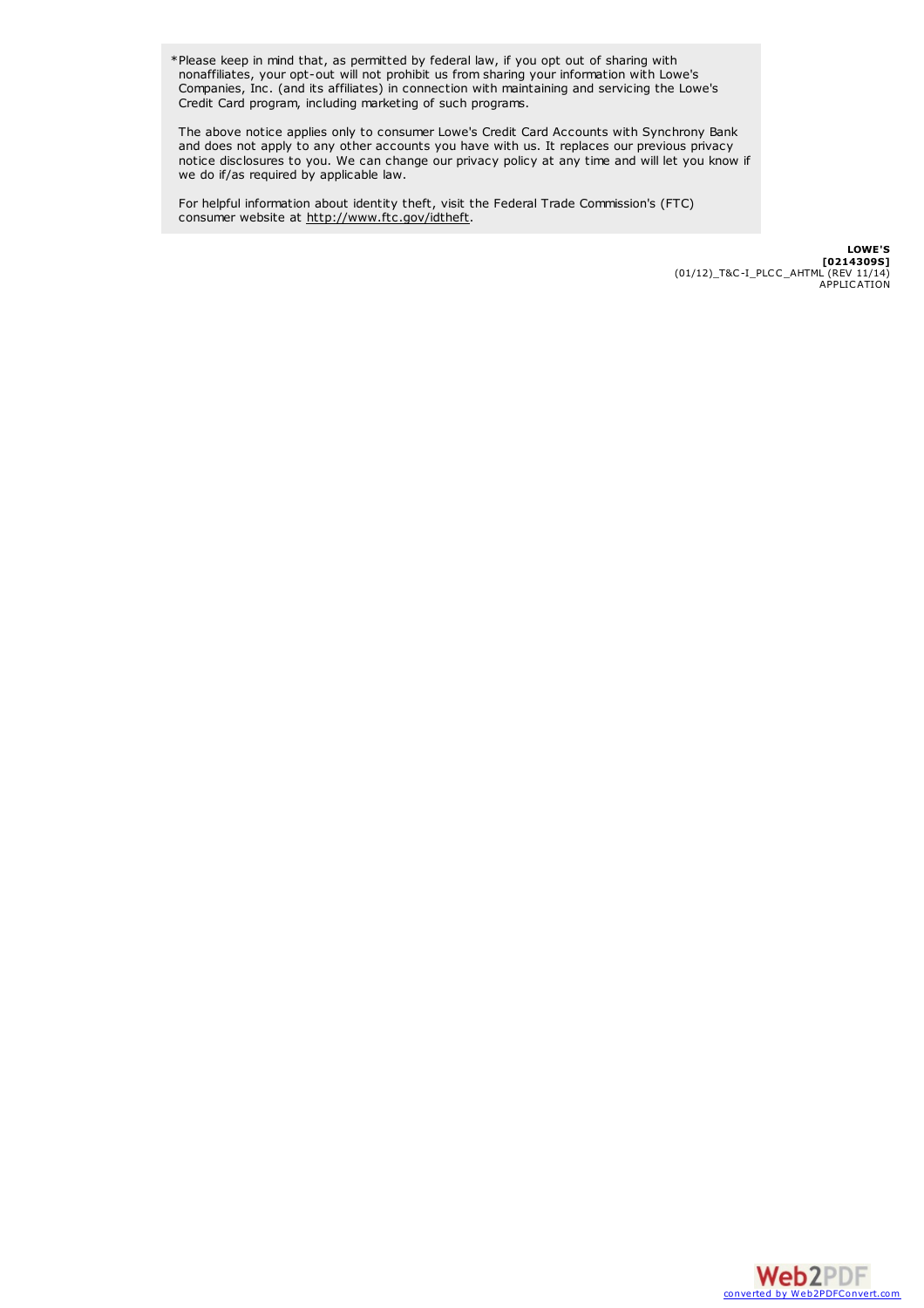*Please keep in mind that, as permitted by federal law, if you opt out of sharing with nonaffiliates, your opt-out will not prohibit us from sharing your information with Lowe's Companies, Inc. (and its affiliates) in connection with maintaining and servicing the Lowe's Credit Card program, including marketing of such programs.

The above notice applies only to consumer Lowe's Credit Card Accounts with Synchrony Bank and does not apply to any other accounts you have with us. It replaces our previous privacy notice disclosures to you. We can change our privacy policy at any time and will let you know if we do if/as required by applicable law.

For helpful information about identity theft, visit the Federal Trade Commission's (FTC) consumer website at http://www.ftc.gov/idtheft.

**LOWE'S**
**[0214309S]**
(01/12)_T&C-I_PLCC_AHTML (REV 11/14)
APPLICATION